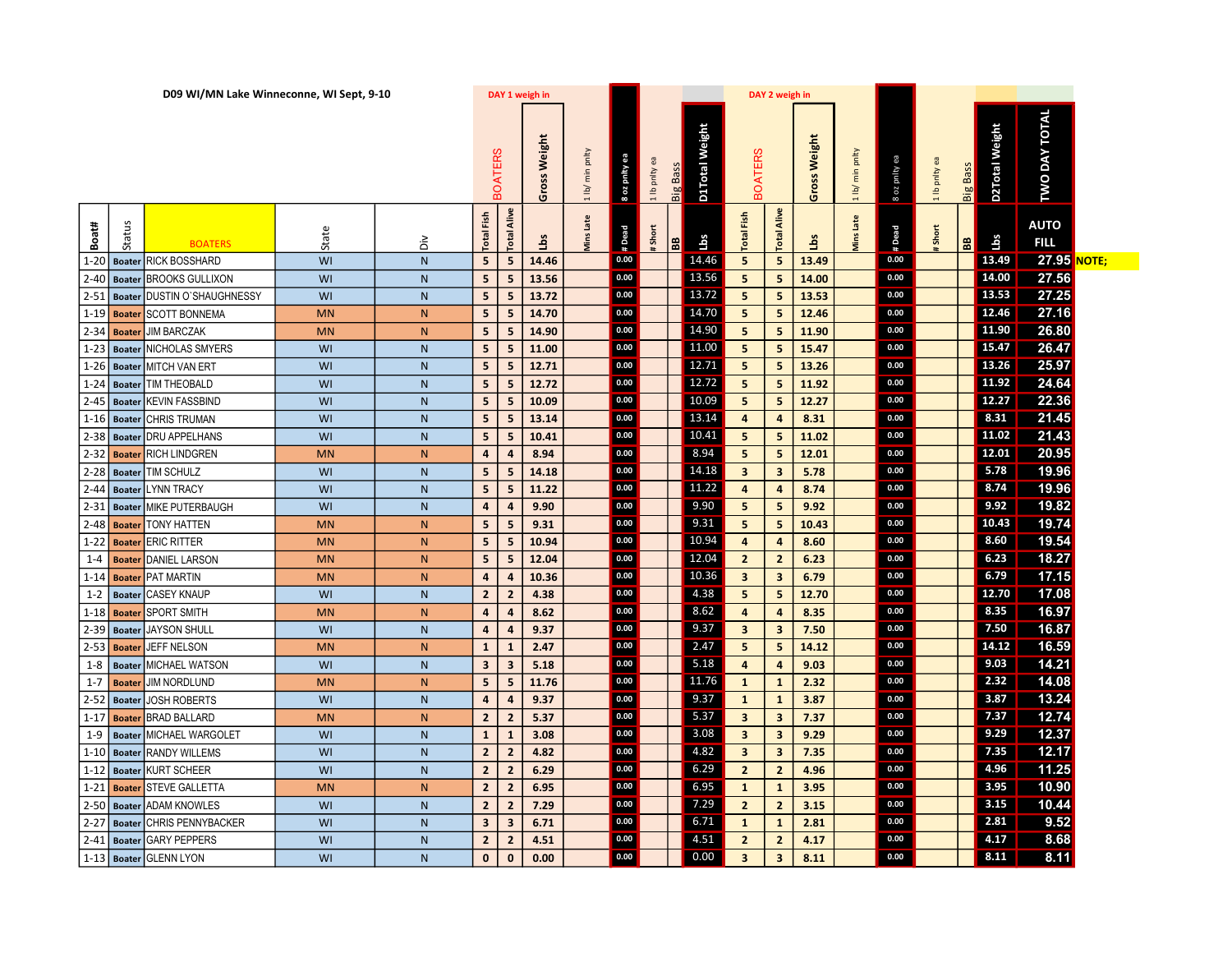## D09 WI/MN Lake Winneconne, WI Sept, 9-10

| | | | | | DAY 1 weigh in | | | | | | | | DAY 2 weigh in | | | | | | | | | |
|---|---|---|---|---|---|---|---|---|---|---|---|---|---|---|---|---|---|---|---|---|---|---|
| | | | | | BOATERS | | Gross Weight | 1 lb/ min pnlty | 8 oz pnlty ea | 1 lb pnlty ea | Big Bass | D1Total Weight | BOATERS | | Gross Weight | 1 lb/ min pnlty | 8 oz pnlty ea | 1 lb pnlty ea | Big Bass | D2Total Weight | TWO DAY TOTAL | |
| Boat# | Status | BOATERS | State | Div | Total Fish | Total Alive | Lbs | Mins Late | # Dead | # Short | BB | Lbs | Total Fish | Total Alive | Lbs | Mins Late | # Dead | # Short | BB | Lbs | AUTO FILL | |
| 1-20 | Boater | RICK BOSSHARD | WI | N | 5 | 5 | 14.46 | | 0.00 | | | 14.46 | 5 | 5 | 13.49 | | 0.00 | | | 13.49 | 27.95 | NOTE; |
| 2-40 | Boater | BROOKS GULLIXON | WI | N | 5 | 5 | 13.56 | | 0.00 | | | 13.56 | 5 | 5 | 14.00 | | 0.00 | | | 14.00 | 27.56 | |
| 2-51 | Boater | DUSTIN O`SHAUGHNESSY | WI | N | 5 | 5 | 13.72 | | 0.00 | | | 13.72 | 5 | 5 | 13.53 | | 0.00 | | | 13.53 | 27.25 | |
| 1-19 | Boater | SCOTT BONNEMA | MN | N | 5 | 5 | 14.70 | | 0.00 | | | 14.70 | 5 | 5 | 12.46 | | 0.00 | | | 12.46 | 27.16 | |
| 2-34 | Boater | JIM BARCZAK | MN | N | 5 | 5 | 14.90 | | 0.00 | | | 14.90 | 5 | 5 | 11.90 | | 0.00 | | | 11.90 | 26.80 | |
| 1-23 | Boater | NICHOLAS SMYERS | WI | N | 5 | 5 | 11.00 | | 0.00 | | | 11.00 | 5 | 5 | 15.47 | | 0.00 | | | 15.47 | 26.47 | |
| 1-26 | Boater | MITCH VAN ERT | WI | N | 5 | 5 | 12.71 | | 0.00 | | | 12.71 | 5 | 5 | 13.26 | | 0.00 | | | 13.26 | 25.97 | |
| 1-24 | Boater | TIM THEOBALD | WI | N | 5 | 5 | 12.72 | | 0.00 | | | 12.72 | 5 | 5 | 11.92 | | 0.00 | | | 11.92 | 24.64 | |
| 2-45 | Boater | KEVIN FASSBIND | WI | N | 5 | 5 | 10.09 | | 0.00 | | | 10.09 | 5 | 5 | 12.27 | | 0.00 | | | 12.27 | 22.36 | |
| 1-16 | Boater | CHRIS TRUMAN | WI | N | 5 | 5 | 13.14 | | 0.00 | | | 13.14 | 4 | 4 | 8.31 | | 0.00 | | | 8.31 | 21.45 | |
| 2-38 | Boater | DRU APPELHANS | WI | N | 5 | 5 | 10.41 | | 0.00 | | | 10.41 | 5 | 5 | 11.02 | | 0.00 | | | 11.02 | 21.43 | |
| 2-32 | Boater | RICH LINDGREN | MN | N | 4 | 4 | 8.94 | | 0.00 | | | 8.94 | 5 | 5 | 12.01 | | 0.00 | | | 12.01 | 20.95 | |
| 2-28 | Boater | TIM SCHULZ | WI | N | 5 | 5 | 14.18 | | 0.00 | | | 14.18 | 3 | 3 | 5.78 | | 0.00 | | | 5.78 | 19.96 | |
| 2-44 | Boater | LYNN TRACY | WI | N | 5 | 5 | 11.22 | | 0.00 | | | 11.22 | 4 | 4 | 8.74 | | 0.00 | | | 8.74 | 19.96 | |
| 2-31 | Boater | MIKE PUTERBAUGH | WI | N | 4 | 4 | 9.90 | | 0.00 | | | 9.90 | 5 | 5 | 9.92 | | 0.00 | | | 9.92 | 19.82 | |
| 2-48 | Boater | TONY HATTEN | MN | N | 5 | 5 | 9.31 | | 0.00 | | | 9.31 | 5 | 5 | 10.43 | | 0.00 | | | 10.43 | 19.74 | |
| 1-22 | Boater | ERIC RITTER | MN | N | 5 | 5 | 10.94 | | 0.00 | | | 10.94 | 4 | 4 | 8.60 | | 0.00 | | | 8.60 | 19.54 | |
| 1-4 | Boater | DANIEL LARSON | MN | N | 5 | 5 | 12.04 | | 0.00 | | | 12.04 | 2 | 2 | 6.23 | | 0.00 | | | 6.23 | 18.27 | |
| 1-14 | Boater | PAT MARTIN | MN | N | 4 | 4 | 10.36 | | 0.00 | | | 10.36 | 3 | 3 | 6.79 | | 0.00 | | | 6.79 | 17.15 | |
| 1-2 | Boater | CASEY KNAUP | WI | N | 2 | 2 | 4.38 | | 0.00 | | | 4.38 | 5 | 5 | 12.70 | | 0.00 | | | 12.70 | 17.08 | |
| 1-18 | Boater | SPORT SMITH | MN | N | 4 | 4 | 8.62 | | 0.00 | | | 8.62 | 4 | 4 | 8.35 | | 0.00 | | | 8.35 | 16.97 | |
| 2-39 | Boater | JAYSON SHULL | WI | N | 4 | 4 | 9.37 | | 0.00 | | | 9.37 | 3 | 3 | 7.50 | | 0.00 | | | 7.50 | 16.87 | |
| 2-53 | Boater | JEFF NELSON | MN | N | 1 | 1 | 2.47 | | 0.00 | | | 2.47 | 5 | 5 | 14.12 | | 0.00 | | | 14.12 | 16.59 | |
| 1-8 | Boater | MICHAEL WATSON | WI | N | 3 | 3 | 5.18 | | 0.00 | | | 5.18 | 4 | 4 | 9.03 | | 0.00 | | | 9.03 | 14.21 | |
| 1-7 | Boater | JIM NORDLUND | MN | N | 5 | 5 | 11.76 | | 0.00 | | | 11.76 | 1 | 1 | 2.32 | | 0.00 | | | 2.32 | 14.08 | |
| 2-52 | Boater | JOSH ROBERTS | WI | N | 4 | 4 | 9.37 | | 0.00 | | | 9.37 | 1 | 1 | 3.87 | | 0.00 | | | 3.87 | 13.24 | |
| 1-17 | Boater | BRAD BALLARD | MN | N | 2 | 2 | 5.37 | | 0.00 | | | 5.37 | 3 | 3 | 7.37 | | 0.00 | | | 7.37 | 12.74 | |
| 1-9 | Boater | MICHAEL WARGOLET | WI | N | 1 | 1 | 3.08 | | 0.00 | | | 3.08 | 3 | 3 | 9.29 | | 0.00 | | | 9.29 | 12.37 | |
| 1-10 | Boater | RANDY WILLEMS | WI | N | 2 | 2 | 4.82 | | 0.00 | | | 4.82 | 3 | 3 | 7.35 | | 0.00 | | | 7.35 | 12.17 | |
| 1-12 | Boater | KURT SCHEER | WI | N | 2 | 2 | 6.29 | | 0.00 | | | 6.29 | 2 | 2 | 4.96 | | 0.00 | | | 4.96 | 11.25 | |
| 1-21 | Boater | STEVE GALLETTA | MN | N | 2 | 2 | 6.95 | | 0.00 | | | 6.95 | 1 | 1 | 3.95 | | 0.00 | | | 3.95 | 10.90 | |
| 2-50 | Boater | ADAM KNOWLES | WI | N | 2 | 2 | 7.29 | | 0.00 | | | 7.29 | 2 | 2 | 3.15 | | 0.00 | | | 3.15 | 10.44 | |
| 2-27 | Boater | CHRIS PENNYBACKER | WI | N | 3 | 3 | 6.71 | | 0.00 | | | 6.71 | 1 | 1 | 2.81 | | 0.00 | | | 2.81 | 9.52 | |
| 2-41 | Boater | GARY PEPPERS | WI | N | 2 | 2 | 4.51 | | 0.00 | | | 4.51 | 2 | 2 | 4.17 | | 0.00 | | | 4.17 | 8.68 | |
| 1-13 | Boater | GLENN LYON | WI | N | 0 | 0 | 0.00 | | 0.00 | | | 0.00 | 3 | 3 | 8.11 | | 0.00 | | | 8.11 | 8.11 | |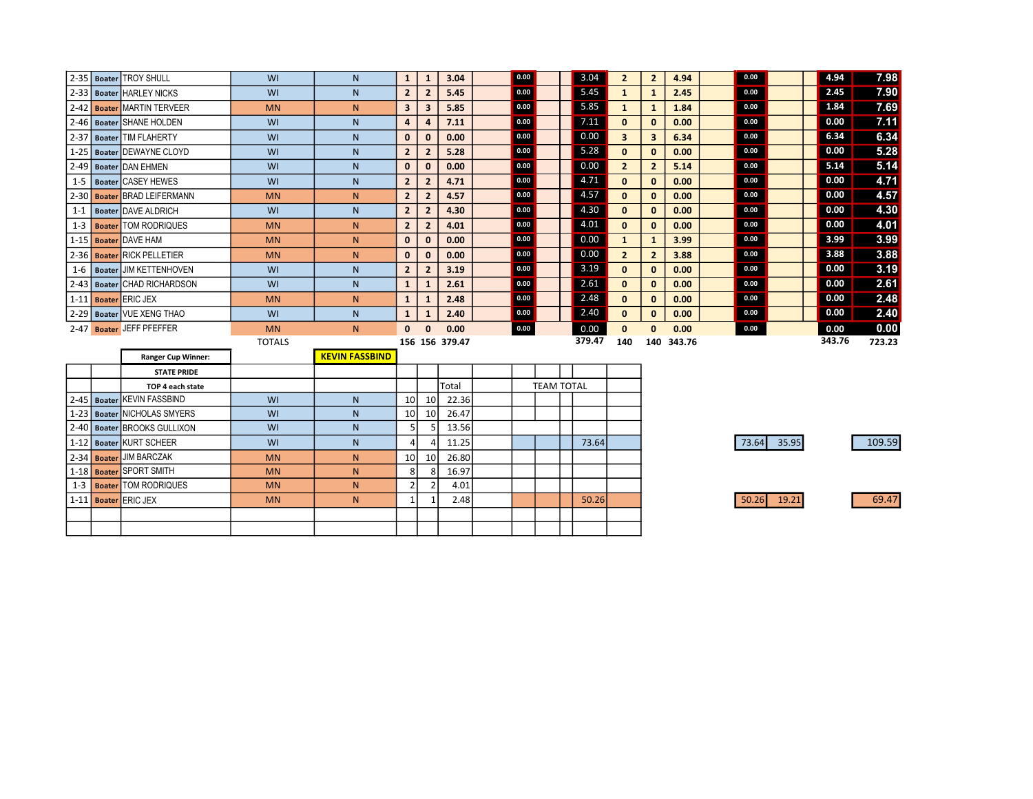| | | | | | | | | | | | | | | | | | | | | |
|---|---|---|---|---|---|---|---|---|---|---|---|---|---|---|---|---|---|---|---|---|
| 2-35 | Boater | TROY SHULL | WI | N | 1 | 1 | 3.04 | | 0.00 | | 3.04 | 2 | 2 | 4.94 | | 0.00 | | 4.94 | 7.98 |
| 2-33 | Boater | HARLEY NICKS | WI | N | 2 | 2 | 5.45 | | 0.00 | | 5.45 | 1 | 1 | 2.45 | | 0.00 | | 2.45 | 7.90 |
| 2-42 | Boater | MARTIN TERVEER | MN | N | 3 | 3 | 5.85 | | 0.00 | | 5.85 | 1 | 1 | 1.84 | | 0.00 | | 1.84 | 7.69 |
| 2-46 | Boater | SHANE HOLDEN | WI | N | 4 | 4 | 7.11 | | 0.00 | | 7.11 | 0 | 0 | 0.00 | | 0.00 | | 0.00 | 7.11 |
| 2-37 | Boater | TIM FLAHERTY | WI | N | 0 | 0 | 0.00 | | 0.00 | | 0.00 | 3 | 3 | 6.34 | | 0.00 | | 6.34 | 6.34 |
| 1-25 | Boater | DEWAYNE CLOYD | WI | N | 2 | 2 | 5.28 | | 0.00 | | 5.28 | 0 | 0 | 0.00 | | 0.00 | | 0.00 | 5.28 |
| 2-49 | Boater | DAN EHMEN | WI | N | 0 | 0 | 0.00 | | 0.00 | | 0.00 | 2 | 2 | 5.14 | | 0.00 | | 5.14 | 5.14 |
| 1-5 | Boater | CASEY HEWES | WI | N | 2 | 2 | 4.71 | | 0.00 | | 4.71 | 0 | 0 | 0.00 | | 0.00 | | 0.00 | 4.71 |
| 2-30 | Boater | BRAD LEIFERMANN | MN | N | 2 | 2 | 4.57 | | 0.00 | | 4.57 | 0 | 0 | 0.00 | | 0.00 | | 0.00 | 4.57 |
| 1-1 | Boater | DAVE ALDRICH | WI | N | 2 | 2 | 4.30 | | 0.00 | | 4.30 | 0 | 0 | 0.00 | | 0.00 | | 0.00 | 4.30 |
| 1-3 | Boater | TOM RODRIQUES | MN | N | 2 | 2 | 4.01 | | 0.00 | | 4.01 | 0 | 0 | 0.00 | | 0.00 | | 0.00 | 4.01 |
| 1-15 | Boater | DAVE HAM | MN | N | 0 | 0 | 0.00 | | 0.00 | | 0.00 | 1 | 1 | 3.99 | | 0.00 | | 3.99 | 3.99 |
| 2-36 | Boater | RICK PELLETIER | MN | N | 0 | 0 | 0.00 | | 0.00 | | 0.00 | 2 | 2 | 3.88 | | 0.00 | | 3.88 | 3.88 |
| 1-6 | Boater | JIM KETTENHOVEN | WI | N | 2 | 2 | 3.19 | | 0.00 | | 3.19 | 0 | 0 | 0.00 | | 0.00 | | 0.00 | 3.19 |
| 2-43 | Boater | CHAD RICHARDSON | WI | N | 1 | 1 | 2.61 | | 0.00 | | 2.61 | 0 | 0 | 0.00 | | 0.00 | | 0.00 | 2.61 |
| 1-11 | Boater | ERIC JEX | MN | N | 1 | 1 | 2.48 | | 0.00 | | 2.48 | 0 | 0 | 0.00 | | 0.00 | | 0.00 | 2.48 |
| 2-29 | Boater | VUE XENG THAO | WI | N | 1 | 1 | 2.40 | | 0.00 | | 2.40 | 0 | 0 | 0.00 | | 0.00 | | 0.00 | 2.40 |
| 2-47 | Boater | JEFF PFEFFER | MN | N | 0 | 0 | 0.00 | | 0.00 | | 0.00 | 0 | 0 | 0.00 | | 0.00 | | 0.00 | 0.00 |
| | | | TOTALS | | 156 | 156 | 379.47 | | | | 379.47 | 140 | 140 | 343.76 | | | | 343.76 | 723.23 |

| | | | | | | | | | | | | |
|---|---|---|---|---|---|---|---|---|---|---|---|---|
| | | Ranger Cup Winner: | | KEVIN FASSBIND | | | | | | | | |
| | | STATE PRIDE | | | | | | | | | | |
| | | TOP 4 each state | | | | | Total | TEAM TOTAL | | | | |
| 2-45 | Boater | KEVIN FASSBIND | WI | N | 10 | 10 | 22.36 | | | | | |
| 1-23 | Boater | NICHOLAS SMYERS | WI | N | 10 | 10 | 26.47 | | | | | |
| 2-40 | Boater | BROOKS GULLIXON | WI | N | 5 | 5 | 13.56 | | | | | |
| 1-12 | Boater | KURT SCHEER | WI | N | 4 | 4 | 11.25 | 73.64 | 73.64 | 35.95 | 109.59 |
| 2-34 | Boater | JIM BARCZAK | MN | N | 10 | 10 | 26.80 | | | | |
| 1-18 | Boater | SPORT SMITH | MN | N | 8 | 8 | 16.97 | | | | |
| 1-3 | Boater | TOM RODRIQUES | MN | N | 2 | 2 | 4.01 | | | | |
| 1-11 | Boater | ERIC JEX | MN | N | 1 | 1 | 2.48 | 50.26 | 50.26 | 19.21 | 69.47 |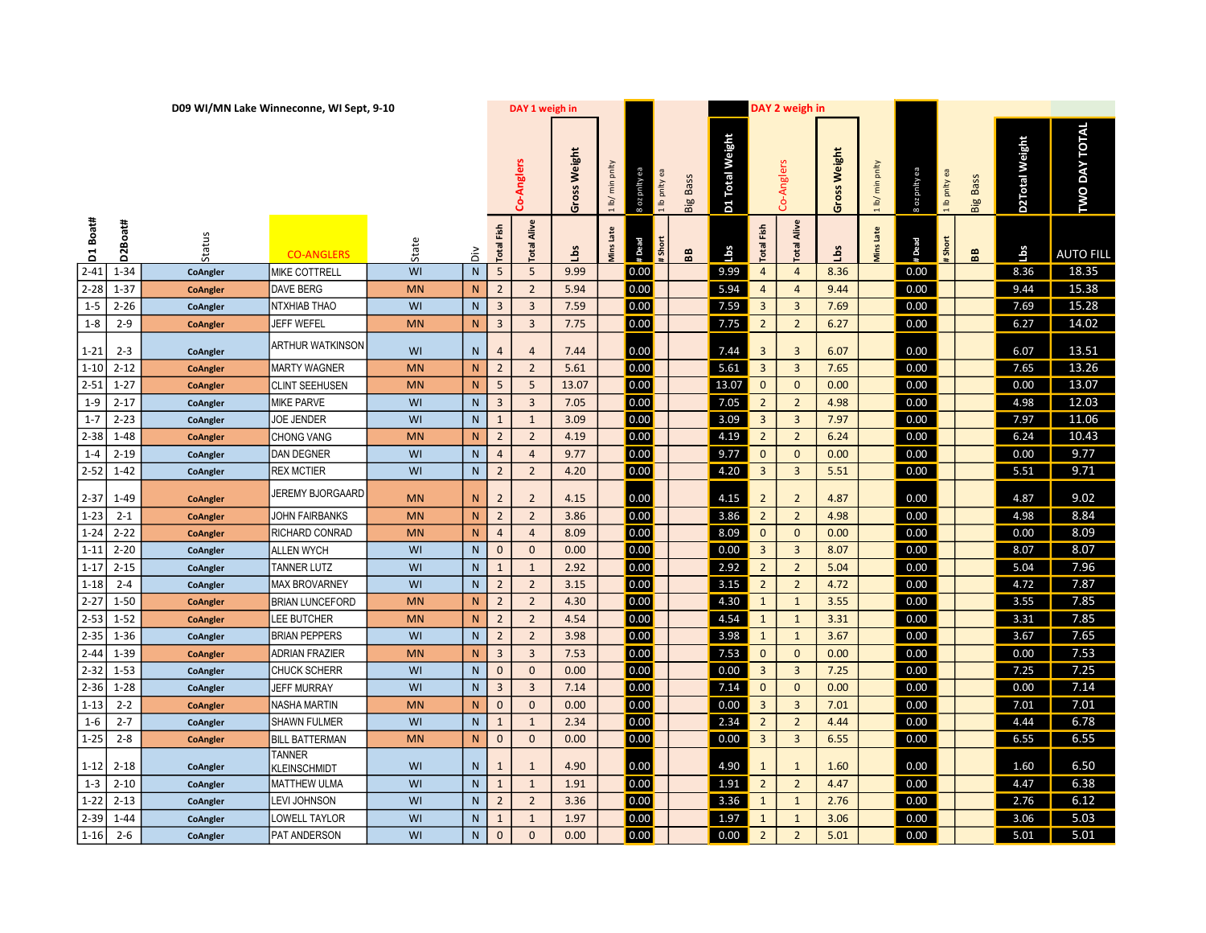D09 WI/MN Lake Winneconne, WI Sept, 9-10

| | | | | | | DAY 1 weigh in | | | | | | | | DAY 2 weigh in | | | | | | | | | |
|---|---|---|---|---|---|---|---|---|---|---|---|---|---|---|---|---|---|---|---|---|---|---|---|
| | | | | | | Co-Anglers | | Gross Weight | 1 lb/ min pnlty | 8 oz pnlty ea | 1 lb pnlty ea | Big Bass | D1 Total Weight | Co-Anglers | | Gross Weight | 1 lb/ min pnlty | 8 oz pnlty ea | 1 lb pnlty ea | Big Bass | D2Total Weight | TWO DAY TOTAL |
| D1 Boat# | D2Boat# | Status | CO-ANGLERS | State | Div | Total Fish | Total Alive | Lbs | Mins Late | # Dead | # Short | BB | Lbs | Total Fish | Total Alive | Lbs | Mins Late | # Dead | # Short | BB | Lbs | AUTO FILL |
| 2-41 | 1-34 | CoAngler | MIKE COTTRELL | WI | N | 5 | 5 | 9.99 | | 0.00 | | | 9.99 | 4 | 4 | 8.36 | | 0.00 | | | 8.36 | 18.35 |
| 2-28 | 1-37 | CoAngler | DAVE BERG | MN | N | 2 | 2 | 5.94 | | 0.00 | | | 5.94 | 4 | 4 | 9.44 | | 0.00 | | | 9.44 | 15.38 |
| 1-5 | 2-26 | CoAngler | NTXHIAB THAO | WI | N | 3 | 3 | 7.59 | | 0.00 | | | 7.59 | 3 | 3 | 7.69 | | 0.00 | | | 7.69 | 15.28 |
| 1-8 | 2-9 | CoAngler | JEFF WEFEL | MN | N | 3 | 3 | 7.75 | | 0.00 | | | 7.75 | 2 | 2 | 6.27 | | 0.00 | | | 6.27 | 14.02 |
| 1-21 | 2-3 | CoAngler | ARTHUR WATKINSON | WI | N | 4 | 4 | 7.44 | | 0.00 | | | 7.44 | 3 | 3 | 6.07 | | 0.00 | | | 6.07 | 13.51 |
| 1-10 | 2-12 | CoAngler | MARTY WAGNER | MN | N | 2 | 2 | 5.61 | | 0.00 | | | 5.61 | 3 | 3 | 7.65 | | 0.00 | | | 7.65 | 13.26 |
| 2-51 | 1-27 | CoAngler | CLINT SEEHUSEN | MN | N | 5 | 5 | 13.07 | | 0.00 | | | 13.07 | 0 | 0 | 0.00 | | 0.00 | | | 0.00 | 13.07 |
| 1-9 | 2-17 | CoAngler | MIKE PARVE | WI | N | 3 | 3 | 7.05 | | 0.00 | | | 7.05 | 2 | 2 | 4.98 | | 0.00 | | | 4.98 | 12.03 |
| 1-7 | 2-23 | CoAngler | JOE JENDER | WI | N | 1 | 1 | 3.09 | | 0.00 | | | 3.09 | 3 | 3 | 7.97 | | 0.00 | | | 7.97 | 11.06 |
| 2-38 | 1-48 | CoAngler | CHONG VANG | MN | N | 2 | 2 | 4.19 | | 0.00 | | | 4.19 | 2 | 2 | 6.24 | | 0.00 | | | 6.24 | 10.43 |
| 1-4 | 2-19 | CoAngler | DAN DEGNER | WI | N | 4 | 4 | 9.77 | | 0.00 | | | 9.77 | 0 | 0 | 0.00 | | 0.00 | | | 0.00 | 9.77 |
| 2-52 | 1-42 | CoAngler | REX MCTIER | WI | N | 2 | 2 | 4.20 | | 0.00 | | | 4.20 | 3 | 3 | 5.51 | | 0.00 | | | 5.51 | 9.71 |
| 2-37 | 1-49 | CoAngler | JEREMY BJORGAARD | MN | N | 2 | 2 | 4.15 | | 0.00 | | | 4.15 | 2 | 2 | 4.87 | | 0.00 | | | 4.87 | 9.02 |
| 1-23 | 2-1 | CoAngler | JOHN FAIRBANKS | MN | N | 2 | 2 | 3.86 | | 0.00 | | | 3.86 | 2 | 2 | 4.98 | | 0.00 | | | 4.98 | 8.84 |
| 1-24 | 2-22 | CoAngler | RICHARD CONRAD | MN | N | 4 | 4 | 8.09 | | 0.00 | | | 8.09 | 0 | 0 | 0.00 | | 0.00 | | | 0.00 | 8.09 |
| 1-11 | 2-20 | CoAngler | ALLEN WYCH | WI | N | 0 | 0 | 0.00 | | 0.00 | | | 0.00 | 3 | 3 | 8.07 | | 0.00 | | | 8.07 | 8.07 |
| 1-17 | 2-15 | CoAngler | TANNER LUTZ | WI | N | 1 | 1 | 2.92 | | 0.00 | | | 2.92 | 2 | 2 | 5.04 | | 0.00 | | | 5.04 | 7.96 |
| 1-18 | 2-4 | CoAngler | MAX BROVARNEY | WI | N | 2 | 2 | 3.15 | | 0.00 | | | 3.15 | 2 | 2 | 4.72 | | 0.00 | | | 4.72 | 7.87 |
| 2-27 | 1-50 | CoAngler | BRIAN LUNCEFORD | MN | N | 2 | 2 | 4.30 | | 0.00 | | | 4.30 | 1 | 1 | 3.55 | | 0.00 | | | 3.55 | 7.85 |
| 2-53 | 1-52 | CoAngler | LEE BUTCHER | MN | N | 2 | 2 | 4.54 | | 0.00 | | | 4.54 | 1 | 1 | 3.31 | | 0.00 | | | 3.31 | 7.85 |
| 2-35 | 1-36 | CoAngler | BRIAN PEPPERS | WI | N | 2 | 2 | 3.98 | | 0.00 | | | 3.98 | 1 | 1 | 3.67 | | 0.00 | | | 3.67 | 7.65 |
| 2-44 | 1-39 | CoAngler | ADRIAN FRAZIER | MN | N | 3 | 3 | 7.53 | | 0.00 | | | 7.53 | 0 | 0 | 0.00 | | 0.00 | | | 0.00 | 7.53 |
| 2-32 | 1-53 | CoAngler | CHUCK SCHERR | WI | N | 0 | 0 | 0.00 | | 0.00 | | | 0.00 | 3 | 3 | 7.25 | | 0.00 | | | 7.25 | 7.25 |
| 2-36 | 1-28 | CoAngler | JEFF MURRAY | WI | N | 3 | 3 | 7.14 | | 0.00 | | | 7.14 | 0 | 0 | 0.00 | | 0.00 | | | 0.00 | 7.14 |
| 1-13 | 2-2 | CoAngler | NASHA MARTIN | MN | N | 0 | 0 | 0.00 | | 0.00 | | | 0.00 | 3 | 3 | 7.01 | | 0.00 | | | 7.01 | 7.01 |
| 1-6 | 2-7 | CoAngler | SHAWN FULMER | WI | N | 1 | 1 | 2.34 | | 0.00 | | | 2.34 | 2 | 2 | 4.44 | | 0.00 | | | 4.44 | 6.78 |
| 1-25 | 2-8 | CoAngler | BILL BATTERMAN | MN | N | 0 | 0 | 0.00 | | 0.00 | | | 0.00 | 3 | 3 | 6.55 | | 0.00 | | | 6.55 | 6.55 |
| 1-12 | 2-18 | CoAngler | TANNER KLEINSCHMIDT | WI | N | 1 | 1 | 4.90 | | 0.00 | | | 4.90 | 1 | 1 | 1.60 | | 0.00 | | | 1.60 | 6.50 |
| 1-3 | 2-10 | CoAngler | MATTHEW ULMA | WI | N | 1 | 1 | 1.91 | | 0.00 | | | 1.91 | 2 | 2 | 4.47 | | 0.00 | | | 4.47 | 6.38 |
| 1-22 | 2-13 | CoAngler | LEVI JOHNSON | WI | N | 2 | 2 | 3.36 | | 0.00 | | | 3.36 | 1 | 1 | 2.76 | | 0.00 | | | 2.76 | 6.12 |
| 2-39 | 1-44 | CoAngler | LOWELL TAYLOR | WI | N | 1 | 1 | 1.97 | | 0.00 | | | 1.97 | 1 | 1 | 3.06 | | 0.00 | | | 3.06 | 5.03 |
| 1-16 | 2-6 | CoAngler | PAT ANDERSON | WI | N | 0 | 0 | 0.00 | | 0.00 | | | 0.00 | 2 | 2 | 5.01 | | 0.00 | | | 5.01 | 5.01 |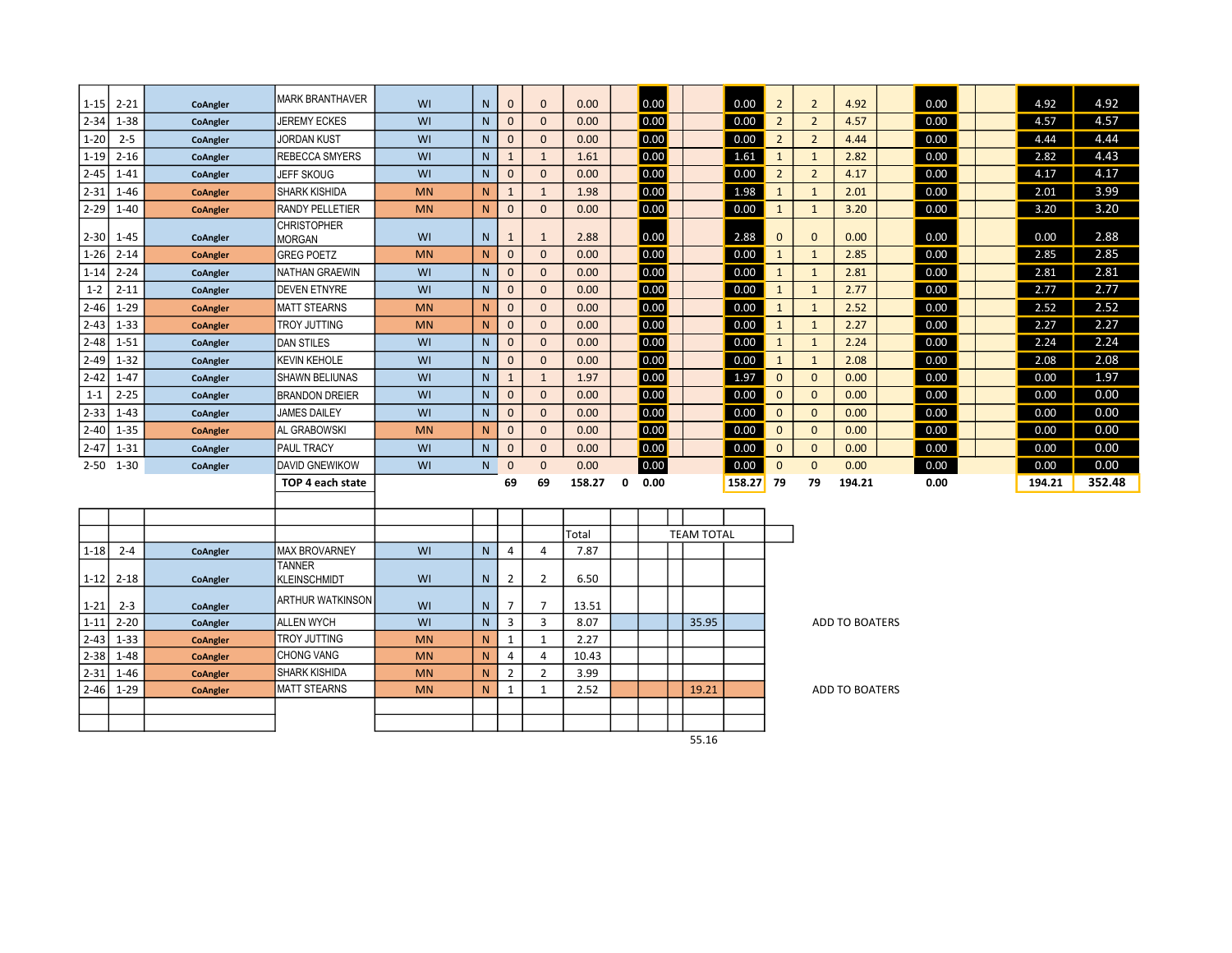| | | | | | | | | | | | | | | | | | | | | | | |
|---|---|---|---|---|---|---|---|---|---|---|---|---|---|---|---|---|---|---|---|---|---|---|
| 1-15 | 2-21 | CoAngler | MARK BRANTHAVER | WI | N | 0 | 0 | 0.00 | | 0.00 | | 0.00 | 2 | 2 | 4.92 | | 0.00 | | | 4.92 | 4.92 |
| 2-34 | 1-38 | CoAngler | JEREMY ECKES | WI | N | 0 | 0 | 0.00 | | 0.00 | | 0.00 | 2 | 2 | 4.57 | | 0.00 | | | 4.57 | 4.57 |
| 1-20 | 2-5 | CoAngler | JORDAN KUST | WI | N | 0 | 0 | 0.00 | | 0.00 | | 0.00 | 2 | 2 | 4.44 | | 0.00 | | | 4.44 | 4.44 |
| 1-19 | 2-16 | CoAngler | REBECCA SMYERS | WI | N | 1 | 1 | 1.61 | | 0.00 | | 1.61 | 1 | 1 | 2.82 | | 0.00 | | | 2.82 | 4.43 |
| 2-45 | 1-41 | CoAngler | JEFF SKOUG | WI | N | 0 | 0 | 0.00 | | 0.00 | | 0.00 | 2 | 2 | 4.17 | | 0.00 | | | 4.17 | 4.17 |
| 2-31 | 1-46 | CoAngler | SHARK KISHIDA | MN | N | 1 | 1 | 1.98 | | 0.00 | | 1.98 | 1 | 1 | 2.01 | | 0.00 | | | 2.01 | 3.99 |
| 2-29 | 1-40 | CoAngler | RANDY PELLETIER | MN | N | 0 | 0 | 0.00 | | 0.00 | | 0.00 | 1 | 1 | 3.20 | | 0.00 | | | 3.20 | 3.20 |
| 2-30 | 1-45 | CoAngler | CHRISTOPHER MORGAN | WI | N | 1 | 1 | 2.88 | | 0.00 | | 2.88 | 0 | 0 | 0.00 | | 0.00 | | | 0.00 | 2.88 |
| 1-26 | 2-14 | CoAngler | GREG POETZ | MN | N | 0 | 0 | 0.00 | | 0.00 | | 0.00 | 1 | 1 | 2.85 | | 0.00 | | | 2.85 | 2.85 |
| 1-14 | 2-24 | CoAngler | NATHAN GRAEWIN | WI | N | 0 | 0 | 0.00 | | 0.00 | | 0.00 | 1 | 1 | 2.81 | | 0.00 | | | 2.81 | 2.81 |
| 1-2 | 2-11 | CoAngler | DEVEN ETNYRE | WI | N | 0 | 0 | 0.00 | | 0.00 | | 0.00 | 1 | 1 | 2.77 | | 0.00 | | | 2.77 | 2.77 |
| 2-46 | 1-29 | CoAngler | MATT STEARNS | MN | N | 0 | 0 | 0.00 | | 0.00 | | 0.00 | 1 | 1 | 2.52 | | 0.00 | | | 2.52 | 2.52 |
| 2-43 | 1-33 | CoAngler | TROY JUTTING | MN | N | 0 | 0 | 0.00 | | 0.00 | | 0.00 | 1 | 1 | 2.27 | | 0.00 | | | 2.27 | 2.27 |
| 2-48 | 1-51 | CoAngler | DAN STILES | WI | N | 0 | 0 | 0.00 | | 0.00 | | 0.00 | 1 | 1 | 2.24 | | 0.00 | | | 2.24 | 2.24 |
| 2-49 | 1-32 | CoAngler | KEVIN KEHOLE | WI | N | 0 | 0 | 0.00 | | 0.00 | | 0.00 | 1 | 1 | 2.08 | | 0.00 | | | 2.08 | 2.08 |
| 2-42 | 1-47 | CoAngler | SHAWN BELIUNAS | WI | N | 1 | 1 | 1.97 | | 0.00 | | 1.97 | 0 | 0 | 0.00 | | 0.00 | | | 0.00 | 1.97 |
| 1-1 | 2-25 | CoAngler | BRANDON DREIER | WI | N | 0 | 0 | 0.00 | | 0.00 | | 0.00 | 0 | 0 | 0.00 | | 0.00 | | | 0.00 | 0.00 |
| 2-33 | 1-43 | CoAngler | JAMES DAILEY | WI | N | 0 | 0 | 0.00 | | 0.00 | | 0.00 | 0 | 0 | 0.00 | | 0.00 | | | 0.00 | 0.00 |
| 2-40 | 1-35 | CoAngler | AL GRABOWSKI | MN | N | 0 | 0 | 0.00 | | 0.00 | | 0.00 | 0 | 0 | 0.00 | | 0.00 | | | 0.00 | 0.00 |
| 2-47 | 1-31 | CoAngler | PAUL TRACY | WI | N | 0 | 0 | 0.00 | | 0.00 | | 0.00 | 0 | 0 | 0.00 | | 0.00 | | | 0.00 | 0.00 |
| 2-50 | 1-30 | CoAngler | DAVID GNEWIKOW | WI | N | 0 | 0 | 0.00 | | 0.00 | | 0.00 | 0 | 0 | 0.00 | | 0.00 | | | 0.00 | 0.00 |
| | | | **TOP 4 each state** | | | **69** | **69** | **158.27** | **0** | **0.00** | | **158.27** | **79** | **79** | **194.21** | | **0.00** | | | **194.21** | **352.48** |

| | | | | | | | | | | | | |
|---|---|---|---|---|---|---|---|---|---|---|---|---|
| | | | | | | | | Total | | TEAM TOTAL | | |
| 1-18 | 2-4 | CoAngler | MAX BROVARNEY | WI | N | 4 | 4 | 7.87 | | | | |
| 1-12 | 2-18 | CoAngler | TANNER KLEINSCHMIDT | WI | N | 2 | 2 | 6.50 | | | | |
| 1-21 | 2-3 | CoAngler | ARTHUR WATKINSON | WI | N | 7 | 7 | 13.51 | | | | |
| 1-11 | 2-20 | CoAngler | ALLEN WYCH | WI | N | 3 | 3 | 8.07 | | 35.95 | | ADD TO BOATERS |
| 2-43 | 1-33 | CoAngler | TROY JUTTING | MN | N | 1 | 1 | 2.27 | | | | |
| 2-38 | 1-48 | CoAngler | CHONG VANG | MN | N | 4 | 4 | 10.43 | | | | |
| 2-31 | 1-46 | CoAngler | SHARK KISHIDA | MN | N | 2 | 2 | 3.99 | | | | |
| 2-46 | 1-29 | CoAngler | MATT STEARNS | MN | N | 1 | 1 | 2.52 | | 19.21 | | ADD TO BOATERS |
| | | | | | | | | | | 55.16 | | |